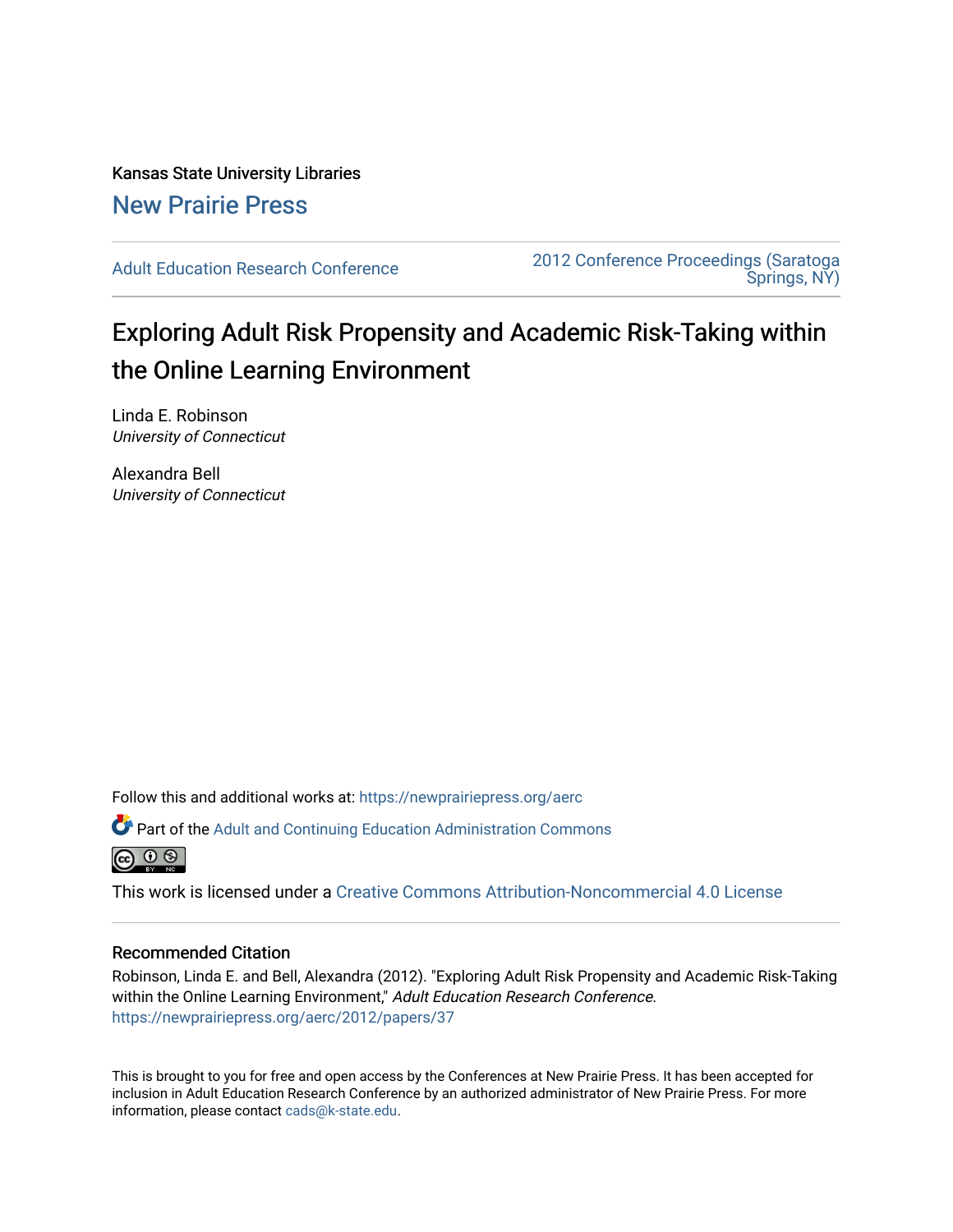Kansas State University Libraries

New Prairie Press

Adult Education Research Conference

2012 Conference Proceedings (Saratoga Springs, NY)

# Exploring Adult Risk Propensity and Academic Risk-Taking within the Online Learning Environment

Linda E. Robinson
*University of Connecticut*

Alexandra Bell
*University of Connecticut*

Follow this and additional works at: https://newprairiepress.org/aerc

Part of the Adult and Continuing Education Administration Commons

This work is licensed under a Creative Commons Attribution-Noncommercial 4.0 License

## Recommended Citation

Robinson, Linda E. and Bell, Alexandra (2012). "Exploring Adult Risk Propensity and Academic Risk-Taking within the Online Learning Environment," *Adult Education Research Conference.* https://newprairiepress.org/aerc/2012/papers/37

This is brought to you for free and open access by the Conferences at New Prairie Press. It has been accepted for inclusion in Adult Education Research Conference by an authorized administrator of New Prairie Press. For more information, please contact cads@k-state.edu.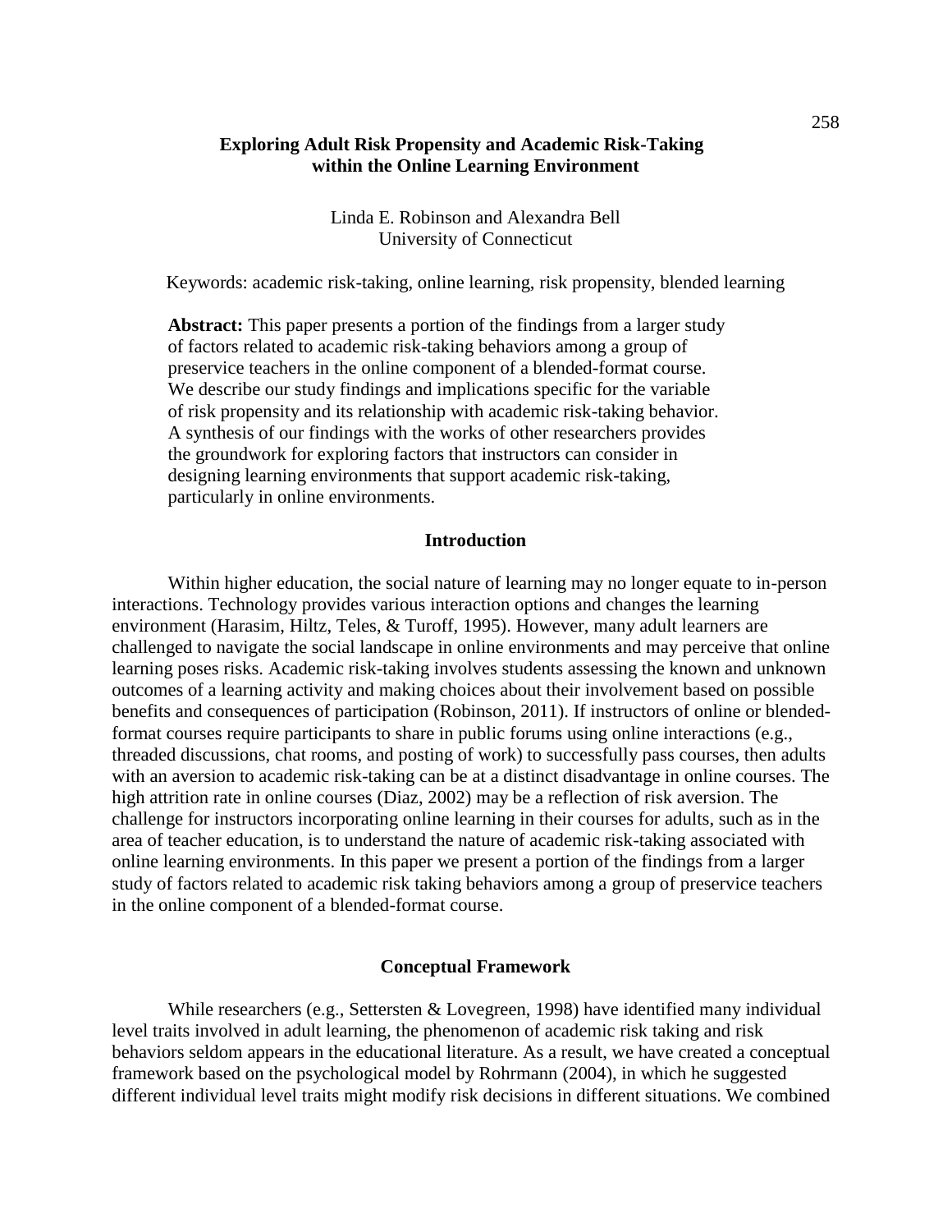# Exploring Adult Risk Propensity and Academic Risk-Taking within the Online Learning Environment

Linda E. Robinson and Alexandra Bell
University of Connecticut

Keywords: academic risk-taking, online learning, risk propensity, blended learning

**Abstract:** This paper presents a portion of the findings from a larger study of factors related to academic risk-taking behaviors among a group of preservice teachers in the online component of a blended-format course. We describe our study findings and implications specific for the variable of risk propensity and its relationship with academic risk-taking behavior. A synthesis of our findings with the works of other researchers provides the groundwork for exploring factors that instructors can consider in designing learning environments that support academic risk-taking, particularly in online environments.

## Introduction

Within higher education, the social nature of learning may no longer equate to in-person interactions. Technology provides various interaction options and changes the learning environment (Harasim, Hiltz, Teles, & Turoff, 1995). However, many adult learners are challenged to navigate the social landscape in online environments and may perceive that online learning poses risks. Academic risk-taking involves students assessing the known and unknown outcomes of a learning activity and making choices about their involvement based on possible benefits and consequences of participation (Robinson, 2011). If instructors of online or blended-format courses require participants to share in public forums using online interactions (e.g., threaded discussions, chat rooms, and posting of work) to successfully pass courses, then adults with an aversion to academic risk-taking can be at a distinct disadvantage in online courses. The high attrition rate in online courses (Diaz, 2002) may be a reflection of risk aversion. The challenge for instructors incorporating online learning in their courses for adults, such as in the area of teacher education, is to understand the nature of academic risk-taking associated with online learning environments. In this paper we present a portion of the findings from a larger study of factors related to academic risk taking behaviors among a group of preservice teachers in the online component of a blended-format course.

## Conceptual Framework

While researchers (e.g., Settersten & Lovegreen, 1998) have identified many individual level traits involved in adult learning, the phenomenon of academic risk taking and risk behaviors seldom appears in the educational literature. As a result, we have created a conceptual framework based on the psychological model by Rohrmann (2004), in which he suggested different individual level traits might modify risk decisions in different situations. We combined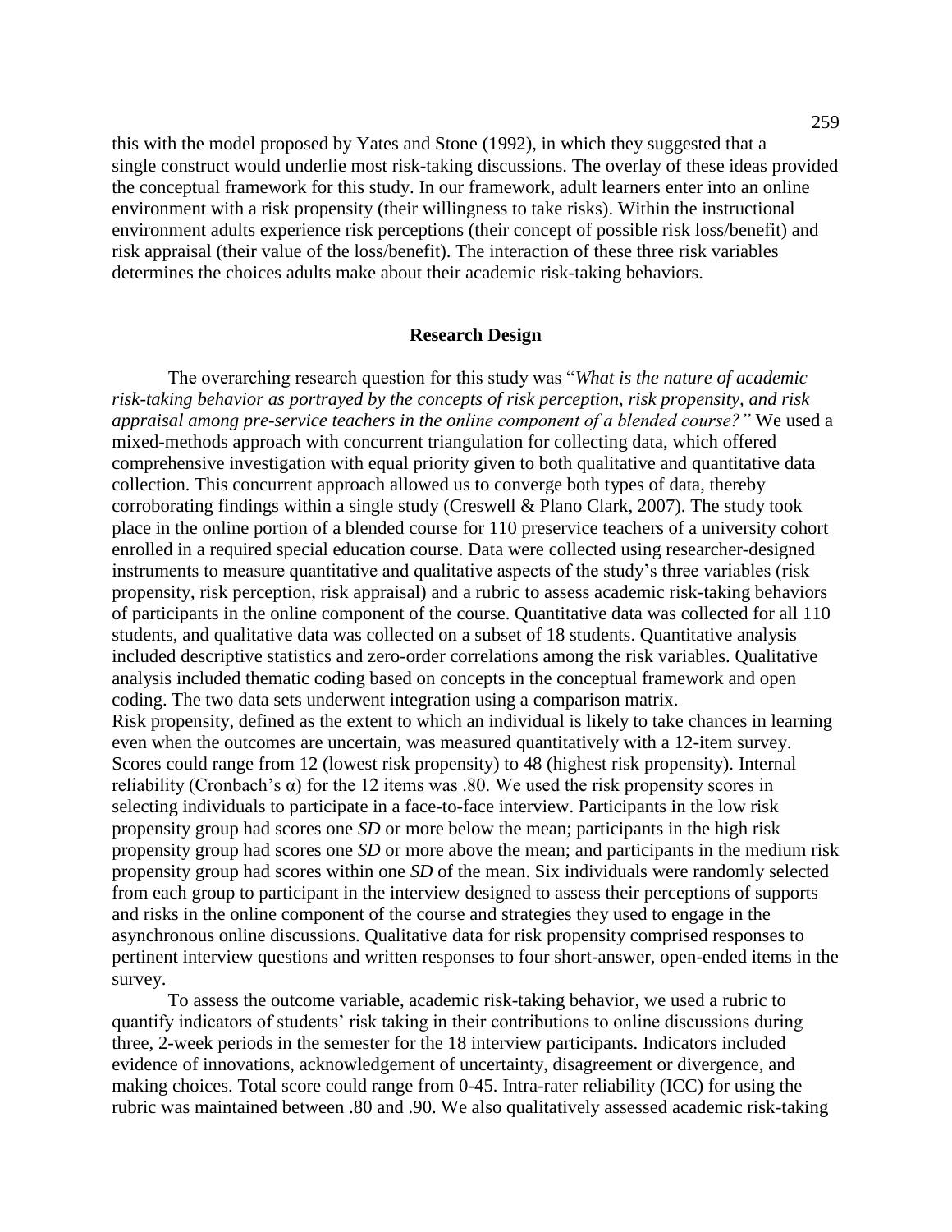this with the model proposed by Yates and Stone (1992), in which they suggested that a single construct would underlie most risk-taking discussions. The overlay of these ideas provided the conceptual framework for this study. In our framework, adult learners enter into an online environment with a risk propensity (their willingness to take risks). Within the instructional environment adults experience risk perceptions (their concept of possible risk loss/benefit) and risk appraisal (their value of the loss/benefit). The interaction of these three risk variables determines the choices adults make about their academic risk-taking behaviors.

## Research Design

The overarching research question for this study was "*What is the nature of academic risk-taking behavior as portrayed by the concepts of risk perception, risk propensity, and risk appraisal among pre-service teachers in the online component of a blended course?"* We used a mixed-methods approach with concurrent triangulation for collecting data, which offered comprehensive investigation with equal priority given to both qualitative and quantitative data collection. This concurrent approach allowed us to converge both types of data, thereby corroborating findings within a single study (Creswell & Plano Clark, 2007). The study took place in the online portion of a blended course for 110 preservice teachers of a university cohort enrolled in a required special education course. Data were collected using researcher-designed instruments to measure quantitative and qualitative aspects of the study's three variables (risk propensity, risk perception, risk appraisal) and a rubric to assess academic risk-taking behaviors of participants in the online component of the course. Quantitative data was collected for all 110 students, and qualitative data was collected on a subset of 18 students. Quantitative analysis included descriptive statistics and zero-order correlations among the risk variables. Qualitative analysis included thematic coding based on concepts in the conceptual framework and open coding. The two data sets underwent integration using a comparison matrix.

Risk propensity, defined as the extent to which an individual is likely to take chances in learning even when the outcomes are uncertain, was measured quantitatively with a 12-item survey. Scores could range from 12 (lowest risk propensity) to 48 (highest risk propensity). Internal reliability (Cronbach's $\alpha$) for the 12 items was .80. We used the risk propensity scores in selecting individuals to participate in a face-to-face interview. Participants in the low risk propensity group had scores one *SD* or more below the mean; participants in the high risk propensity group had scores one *SD* or more above the mean; and participants in the medium risk propensity group had scores within one *SD* of the mean. Six individuals were randomly selected from each group to participant in the interview designed to assess their perceptions of supports and risks in the online component of the course and strategies they used to engage in the asynchronous online discussions. Qualitative data for risk propensity comprised responses to pertinent interview questions and written responses to four short-answer, open-ended items in the survey.

To assess the outcome variable, academic risk-taking behavior, we used a rubric to quantify indicators of students' risk taking in their contributions to online discussions during three, 2-week periods in the semester for the 18 interview participants. Indicators included evidence of innovations, acknowledgement of uncertainty, disagreement or divergence, and making choices. Total score could range from 0-45. Intra-rater reliability (ICC) for using the rubric was maintained between .80 and .90. We also qualitatively assessed academic risk-taking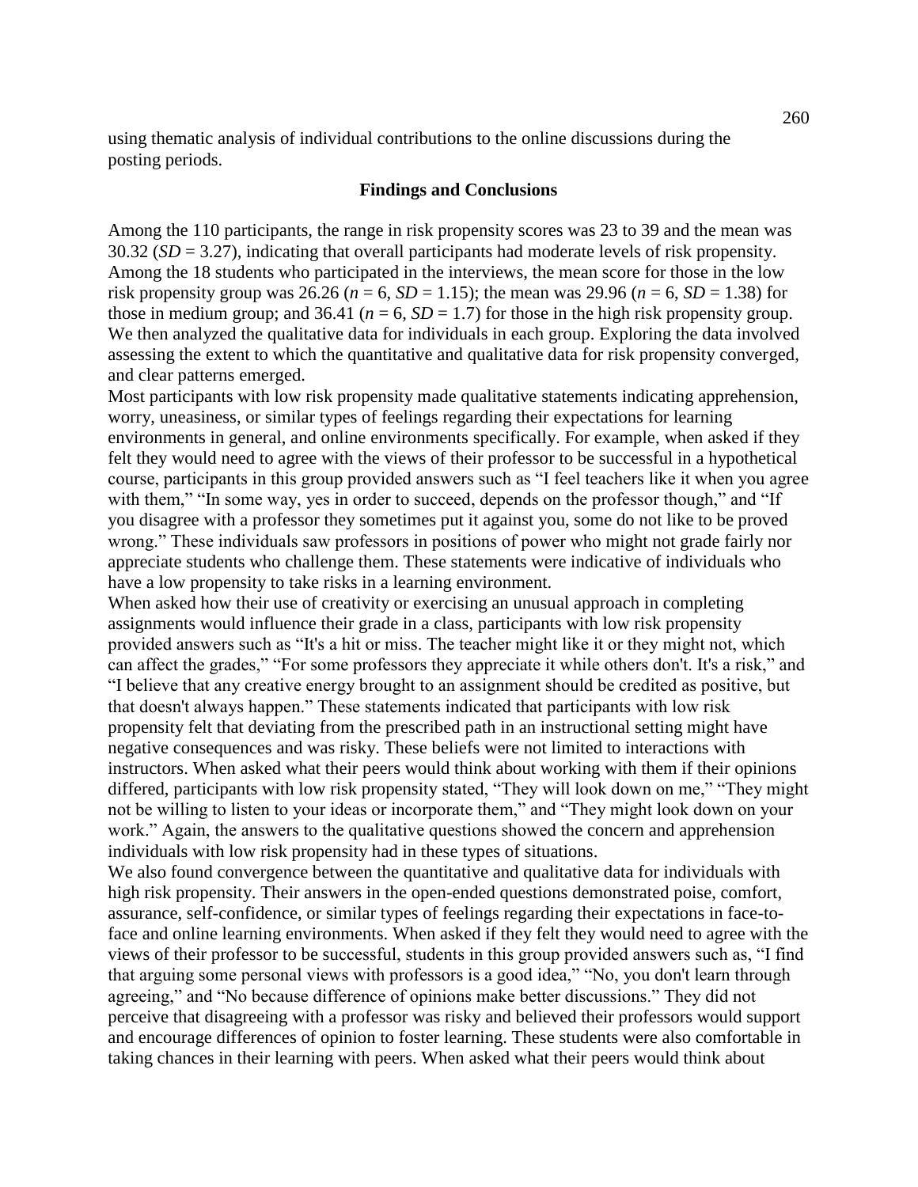using thematic analysis of individual contributions to the online discussions during the posting periods.

## Findings and Conclusions

Among the 110 participants, the range in risk propensity scores was 23 to 39 and the mean was 30.32 (*SD* = 3.27), indicating that overall participants had moderate levels of risk propensity. Among the 18 students who participated in the interviews, the mean score for those in the low risk propensity group was 26.26 (*n* = 6, *SD* = 1.15); the mean was 29.96 (*n* = 6, *SD* = 1.38) for those in medium group; and 36.41 (*n* = 6, *SD* = 1.7) for those in the high risk propensity group. We then analyzed the qualitative data for individuals in each group. Exploring the data involved assessing the extent to which the quantitative and qualitative data for risk propensity converged, and clear patterns emerged.

Most participants with low risk propensity made qualitative statements indicating apprehension, worry, uneasiness, or similar types of feelings regarding their expectations for learning environments in general, and online environments specifically. For example, when asked if they felt they would need to agree with the views of their professor to be successful in a hypothetical course, participants in this group provided answers such as "I feel teachers like it when you agree with them," "In some way, yes in order to succeed, depends on the professor though," and "If you disagree with a professor they sometimes put it against you, some do not like to be proved wrong." These individuals saw professors in positions of power who might not grade fairly nor appreciate students who challenge them. These statements were indicative of individuals who have a low propensity to take risks in a learning environment.

When asked how their use of creativity or exercising an unusual approach in completing assignments would influence their grade in a class, participants with low risk propensity provided answers such as "It's a hit or miss. The teacher might like it or they might not, which can affect the grades," "For some professors they appreciate it while others don't. It's a risk," and "I believe that any creative energy brought to an assignment should be credited as positive, but that doesn't always happen." These statements indicated that participants with low risk propensity felt that deviating from the prescribed path in an instructional setting might have negative consequences and was risky. These beliefs were not limited to interactions with instructors. When asked what their peers would think about working with them if their opinions differed, participants with low risk propensity stated, "They will look down on me," "They might not be willing to listen to your ideas or incorporate them," and "They might look down on your work." Again, the answers to the qualitative questions showed the concern and apprehension individuals with low risk propensity had in these types of situations.

We also found convergence between the quantitative and qualitative data for individuals with high risk propensity. Their answers in the open-ended questions demonstrated poise, comfort, assurance, self-confidence, or similar types of feelings regarding their expectations in face-to-face and online learning environments. When asked if they felt they would need to agree with the views of their professor to be successful, students in this group provided answers such as, "I find that arguing some personal views with professors is a good idea," "No, you don't learn through agreeing," and "No because difference of opinions make better discussions." They did not perceive that disagreeing with a professor was risky and believed their professors would support and encourage differences of opinion to foster learning. These students were also comfortable in taking chances in their learning with peers. When asked what their peers would think about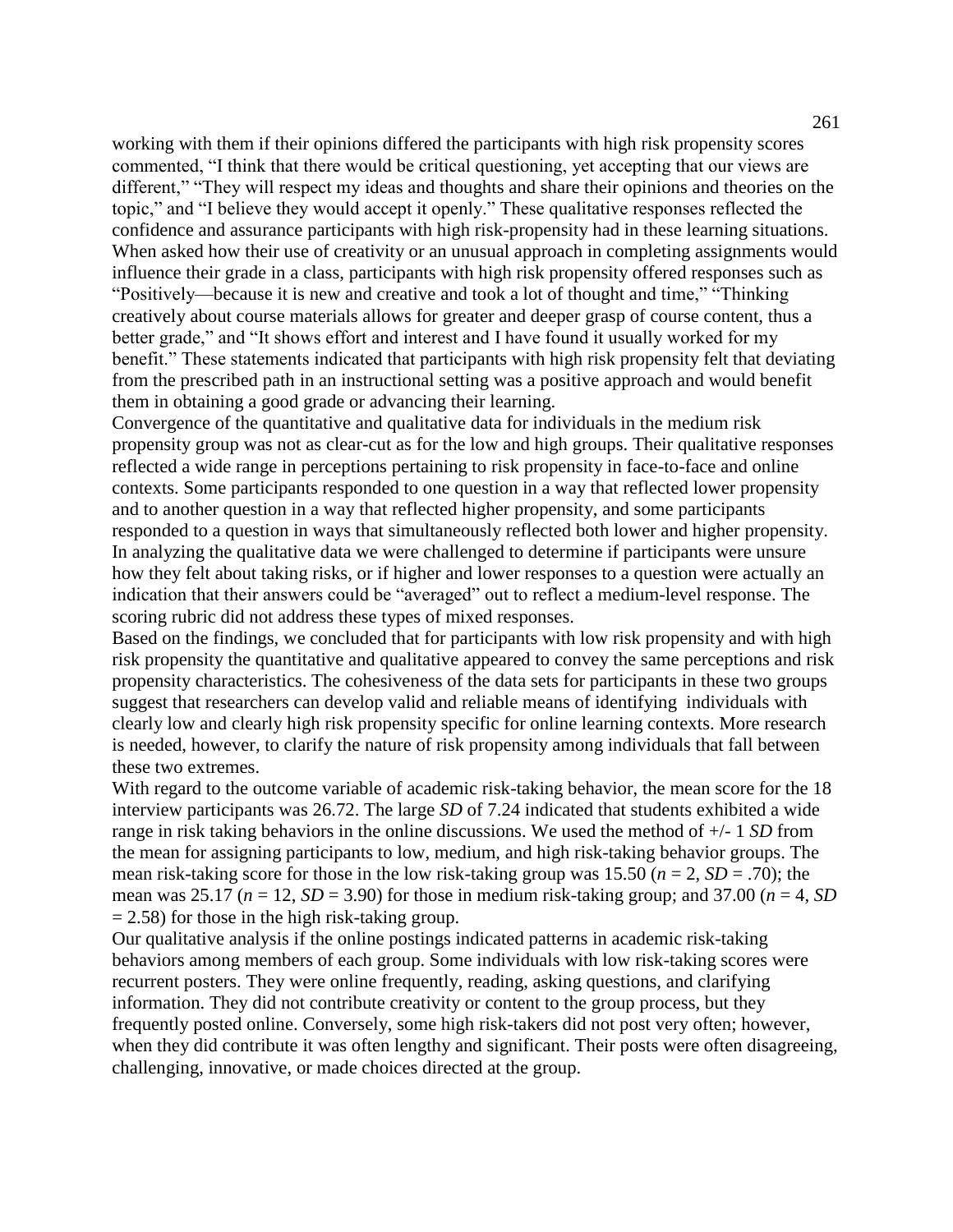working with them if their opinions differed the participants with high risk propensity scores commented, "I think that there would be critical questioning, yet accepting that our views are different," "They will respect my ideas and thoughts and share their opinions and theories on the topic," and "I believe they would accept it openly." These qualitative responses reflected the confidence and assurance participants with high risk-propensity had in these learning situations. When asked how their use of creativity or an unusual approach in completing assignments would influence their grade in a class, participants with high risk propensity offered responses such as "Positively—because it is new and creative and took a lot of thought and time," "Thinking creatively about course materials allows for greater and deeper grasp of course content, thus a better grade," and "It shows effort and interest and I have found it usually worked for my benefit." These statements indicated that participants with high risk propensity felt that deviating from the prescribed path in an instructional setting was a positive approach and would benefit them in obtaining a good grade or advancing their learning.

Convergence of the quantitative and qualitative data for individuals in the medium risk propensity group was not as clear-cut as for the low and high groups. Their qualitative responses reflected a wide range in perceptions pertaining to risk propensity in face-to-face and online contexts. Some participants responded to one question in a way that reflected lower propensity and to another question in a way that reflected higher propensity, and some participants responded to a question in ways that simultaneously reflected both lower and higher propensity. In analyzing the qualitative data we were challenged to determine if participants were unsure how they felt about taking risks, or if higher and lower responses to a question were actually an indication that their answers could be "averaged" out to reflect a medium-level response. The scoring rubric did not address these types of mixed responses.

Based on the findings, we concluded that for participants with low risk propensity and with high risk propensity the quantitative and qualitative appeared to convey the same perceptions and risk propensity characteristics. The cohesiveness of the data sets for participants in these two groups suggest that researchers can develop valid and reliable means of identifying individuals with clearly low and clearly high risk propensity specific for online learning contexts. More research is needed, however, to clarify the nature of risk propensity among individuals that fall between these two extremes.

With regard to the outcome variable of academic risk-taking behavior, the mean score for the 18 interview participants was 26.72. The large *SD* of 7.24 indicated that students exhibited a wide range in risk taking behaviors in the online discussions. We used the method of +/- 1 *SD* from the mean for assigning participants to low, medium, and high risk-taking behavior groups. The mean risk-taking score for those in the low risk-taking group was 15.50 ($n = 2$, $SD = .70$); the mean was 25.17 ($n = 12$, $SD = 3.90$) for those in medium risk-taking group; and 37.00 ($n = 4$, $SD = 2.58$) for those in the high risk-taking group.

Our qualitative analysis if the online postings indicated patterns in academic risk-taking behaviors among members of each group. Some individuals with low risk-taking scores were recurrent posters. They were online frequently, reading, asking questions, and clarifying information. They did not contribute creativity or content to the group process, but they frequently posted online. Conversely, some high risk-takers did not post very often; however, when they did contribute it was often lengthy and significant. Their posts were often disagreeing, challenging, innovative, or made choices directed at the group.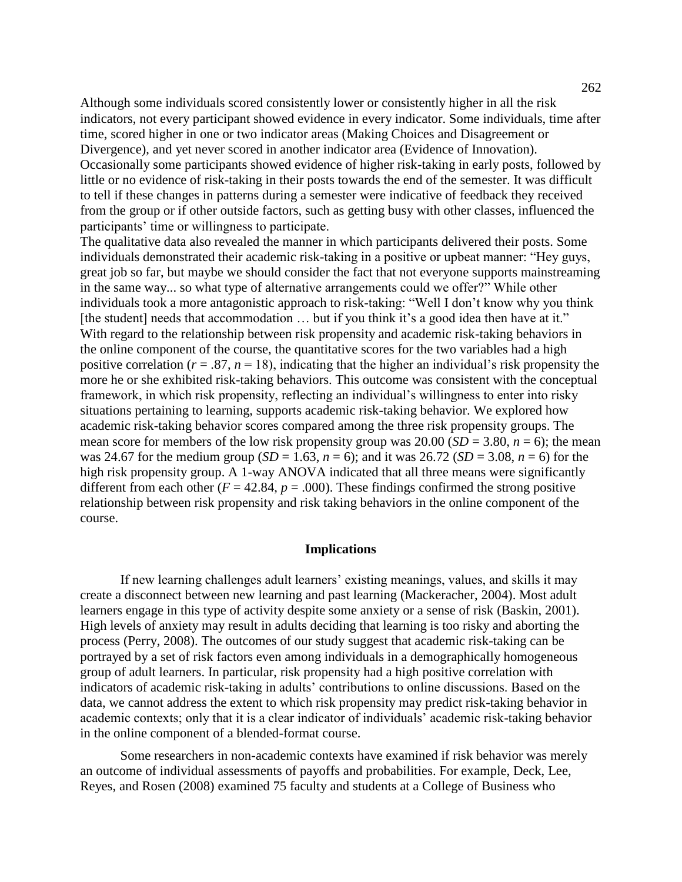Although some individuals scored consistently lower or consistently higher in all the risk indicators, not every participant showed evidence in every indicator. Some individuals, time after time, scored higher in one or two indicator areas (Making Choices and Disagreement or Divergence), and yet never scored in another indicator area (Evidence of Innovation). Occasionally some participants showed evidence of higher risk-taking in early posts, followed by little or no evidence of risk-taking in their posts towards the end of the semester. It was difficult to tell if these changes in patterns during a semester were indicative of feedback they received from the group or if other outside factors, such as getting busy with other classes, influenced the participants' time or willingness to participate.

The qualitative data also revealed the manner in which participants delivered their posts. Some individuals demonstrated their academic risk-taking in a positive or upbeat manner: "Hey guys, great job so far, but maybe we should consider the fact that not everyone supports mainstreaming in the same way... so what type of alternative arrangements could we offer?" While other individuals took a more antagonistic approach to risk-taking: "Well I don't know why you think [the student] needs that accommodation … but if you think it's a good idea then have at it."

With regard to the relationship between risk propensity and academic risk-taking behaviors in the online component of the course, the quantitative scores for the two variables had a high positive correlation ($r = .87$, $n = 18$), indicating that the higher an individual's risk propensity the more he or she exhibited risk-taking behaviors. This outcome was consistent with the conceptual framework, in which risk propensity, reflecting an individual's willingness to enter into risky situations pertaining to learning, supports academic risk-taking behavior. We explored how academic risk-taking behavior scores compared among the three risk propensity groups. The mean score for members of the low risk propensity group was 20.00 ($SD = 3.80$, $n = 6$); the mean was 24.67 for the medium group ($SD = 1.63$, $n = 6$); and it was 26.72 ($SD = 3.08$, $n = 6$) for the high risk propensity group. A 1-way ANOVA indicated that all three means were significantly different from each other ($F = 42.84$, $p = .000$). These findings confirmed the strong positive relationship between risk propensity and risk taking behaviors in the online component of the course.

## Implications

If new learning challenges adult learners' existing meanings, values, and skills it may create a disconnect between new learning and past learning (Mackeracher, 2004). Most adult learners engage in this type of activity despite some anxiety or a sense of risk (Baskin, 2001). High levels of anxiety may result in adults deciding that learning is too risky and aborting the process (Perry, 2008). The outcomes of our study suggest that academic risk-taking can be portrayed by a set of risk factors even among individuals in a demographically homogeneous group of adult learners. In particular, risk propensity had a high positive correlation with indicators of academic risk-taking in adults' contributions to online discussions. Based on the data, we cannot address the extent to which risk propensity may predict risk-taking behavior in academic contexts; only that it is a clear indicator of individuals' academic risk-taking behavior in the online component of a blended-format course.

Some researchers in non-academic contexts have examined if risk behavior was merely an outcome of individual assessments of payoffs and probabilities. For example, Deck, Lee, Reyes, and Rosen (2008) examined 75 faculty and students at a College of Business who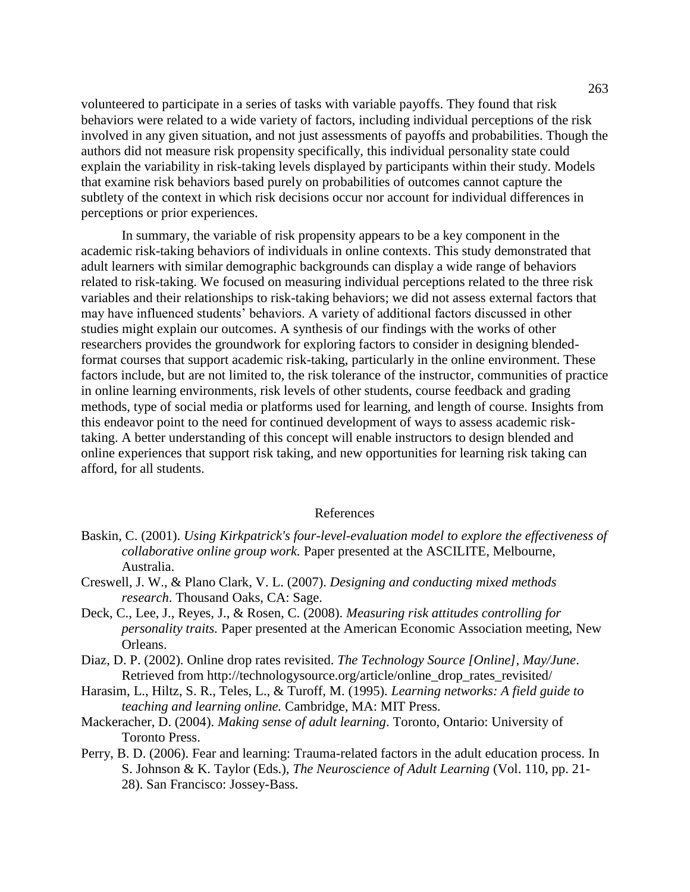volunteered to participate in a series of tasks with variable payoffs. They found that risk behaviors were related to a wide variety of factors, including individual perceptions of the risk involved in any given situation, and not just assessments of payoffs and probabilities. Though the authors did not measure risk propensity specifically, this individual personality state could explain the variability in risk-taking levels displayed by participants within their study. Models that examine risk behaviors based purely on probabilities of outcomes cannot capture the subtlety of the context in which risk decisions occur nor account for individual differences in perceptions or prior experiences.

In summary, the variable of risk propensity appears to be a key component in the academic risk-taking behaviors of individuals in online contexts. This study demonstrated that adult learners with similar demographic backgrounds can display a wide range of behaviors related to risk-taking. We focused on measuring individual perceptions related to the three risk variables and their relationships to risk-taking behaviors; we did not assess external factors that may have influenced students' behaviors. A variety of additional factors discussed in other studies might explain our outcomes. A synthesis of our findings with the works of other researchers provides the groundwork for exploring factors to consider in designing blended-format courses that support academic risk-taking, particularly in the online environment. These factors include, but are not limited to, the risk tolerance of the instructor, communities of practice in online learning environments, risk levels of other students, course feedback and grading methods, type of social media or platforms used for learning, and length of course. Insights from this endeavor point to the need for continued development of ways to assess academic risk-taking. A better understanding of this concept will enable instructors to design blended and online experiences that support risk taking, and new opportunities for learning risk taking can afford, for all students.

## References

Baskin, C. (2001). *Using Kirkpatrick's four-level-evaluation model to explore the effectiveness of collaborative online group work.* Paper presented at the ASCILITE, Melbourne, Australia.

Creswell, J. W., & Plano Clark, V. L. (2007). *Designing and conducting mixed methods research*. Thousand Oaks, CA: Sage.

Deck, C., Lee, J., Reyes, J., & Rosen, C. (2008). *Measuring risk attitudes controlling for personality traits.* Paper presented at the American Economic Association meeting, New Orleans.

Diaz, D. P. (2002). Online drop rates revisited. *The Technology Source [Online], May/June*. Retrieved from http://technologysource.org/article/online_drop_rates_revisited/

Harasim, L., Hiltz, S. R., Teles, L., & Turoff, M. (1995). *Learning networks: A field guide to teaching and learning online.* Cambridge, MA: MIT Press.

Mackeracher, D. (2004). *Making sense of adult learning*. Toronto, Ontario: University of Toronto Press.

Perry, B. D. (2006). Fear and learning: Trauma-related factors in the adult education process. In S. Johnson & K. Taylor (Eds.), *The Neuroscience of Adult Learning* (Vol. 110, pp. 21-28). San Francisco: Jossey-Bass.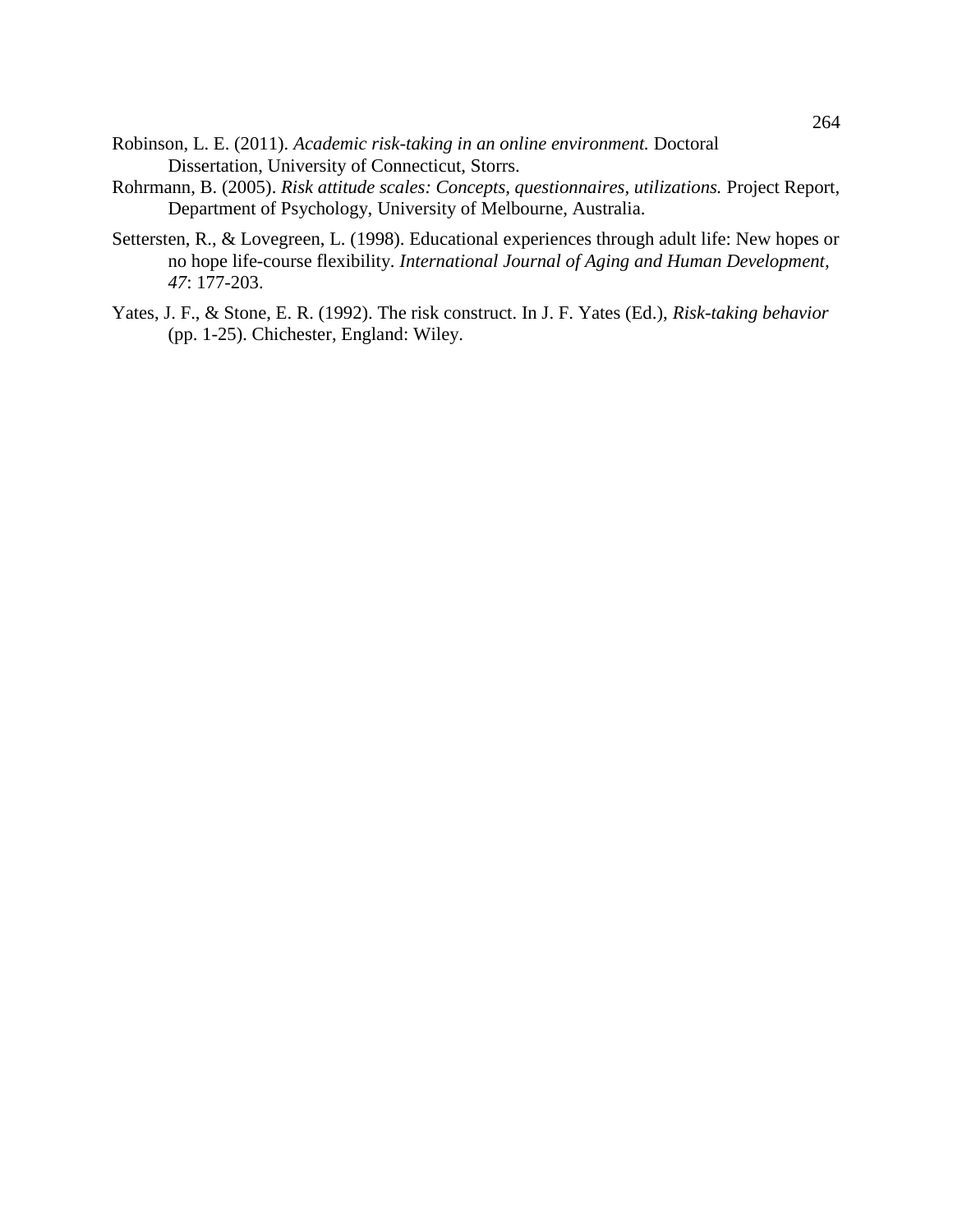Robinson, L. E. (2011). *Academic risk-taking in an online environment.* Doctoral Dissertation, University of Connecticut, Storrs.

Rohrmann, B. (2005). *Risk attitude scales: Concepts, questionnaires, utilizations.* Project Report, Department of Psychology, University of Melbourne, Australia.

Settersten, R., & Lovegreen, L. (1998). Educational experiences through adult life: New hopes or no hope life-course flexibility. *International Journal of Aging and Human Development, 47*: 177-203.

Yates, J. F., & Stone, E. R. (1992). The risk construct. In J. F. Yates (Ed.), *Risk-taking behavior* (pp. 1-25). Chichester, England: Wiley.